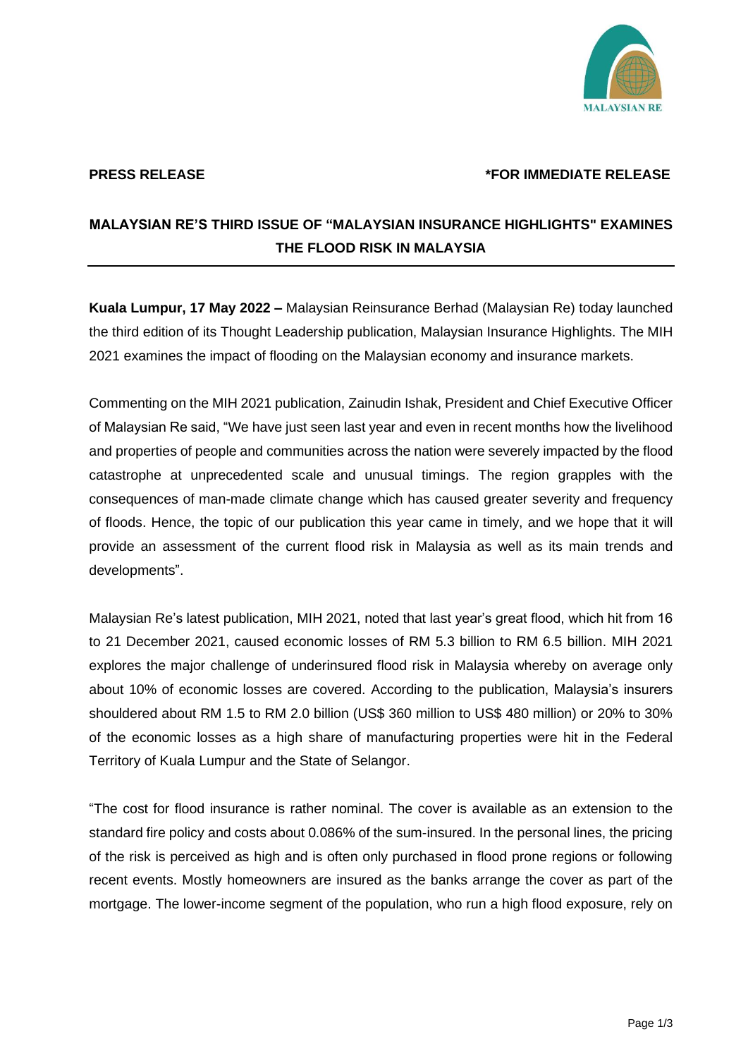**PRESS RELEASE** **\*FOR IMMEDIATE RELEASE**

# MALAYSIAN RE'S THIRD ISSUE OF "MALAYSIAN INSURANCE HIGHLIGHTS" EXAMINES THE FLOOD RISK IN MALAYSIA

**Kuala Lumpur, 17 May 2022 –** Malaysian Reinsurance Berhad (Malaysian Re) today launched the third edition of its Thought Leadership publication, Malaysian Insurance Highlights. The MIH 2021 examines the impact of flooding on the Malaysian economy and insurance markets.

Commenting on the MIH 2021 publication, Zainudin Ishak, President and Chief Executive Officer of Malaysian Re said, "We have just seen last year and even in recent months how the livelihood and properties of people and communities across the nation were severely impacted by the flood catastrophe at unprecedented scale and unusual timings. The region grapples with the consequences of man-made climate change which has caused greater severity and frequency of floods. Hence, the topic of our publication this year came in timely, and we hope that it will provide an assessment of the current flood risk in Malaysia as well as its main trends and developments".

Malaysian Re's latest publication, MIH 2021, noted that last year's great flood, which hit from 16 to 21 December 2021, caused economic losses of RM 5.3 billion to RM 6.5 billion. MIH 2021 explores the major challenge of underinsured flood risk in Malaysia whereby on average only about 10% of economic losses are covered. According to the publication, Malaysia's insurers shouldered about RM 1.5 to RM 2.0 billion (US$ 360 million to US$ 480 million) or 20% to 30% of the economic losses as a high share of manufacturing properties were hit in the Federal Territory of Kuala Lumpur and the State of Selangor.

"The cost for flood insurance is rather nominal. The cover is available as an extension to the standard fire policy and costs about 0.086% of the sum-insured. In the personal lines, the pricing of the risk is perceived as high and is often only purchased in flood prone regions or following recent events. Mostly homeowners are insured as the banks arrange the cover as part of the mortgage. The lower-income segment of the population, who run a high flood exposure, rely on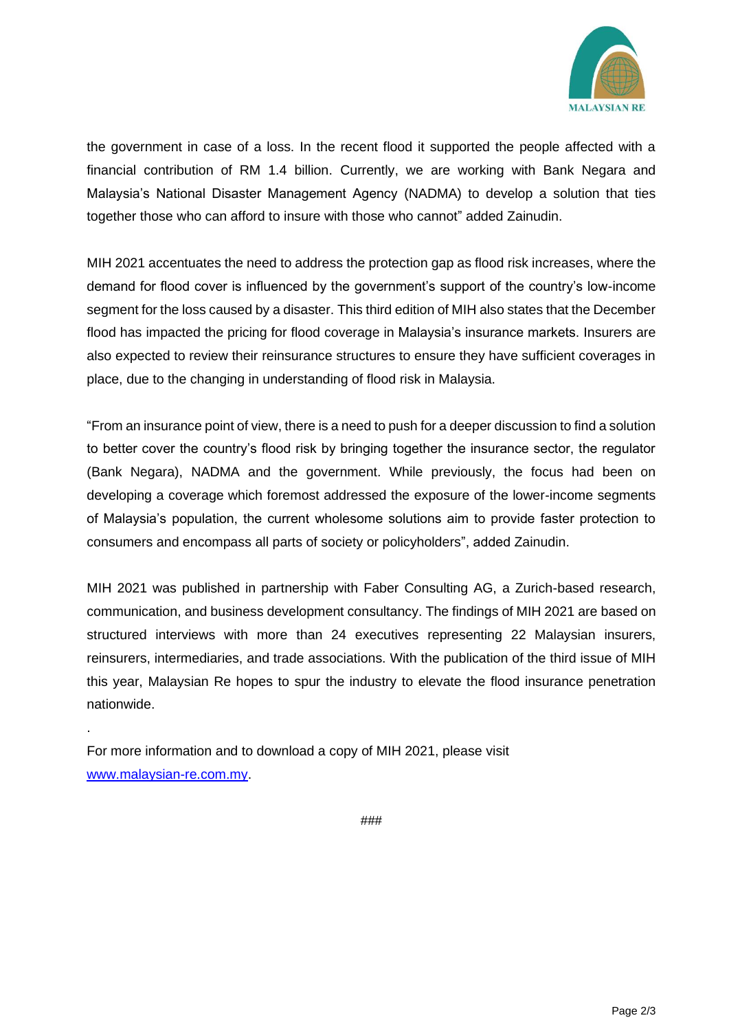the government in case of a loss. In the recent flood it supported the people affected with a financial contribution of RM 1.4 billion. Currently, we are working with Bank Negara and Malaysia's National Disaster Management Agency (NADMA) to develop a solution that ties together those who can afford to insure with those who cannot" added Zainudin.

MIH 2021 accentuates the need to address the protection gap as flood risk increases, where the demand for flood cover is influenced by the government's support of the country's low-income segment for the loss caused by a disaster. This third edition of MIH also states that the December flood has impacted the pricing for flood coverage in Malaysia's insurance markets. Insurers are also expected to review their reinsurance structures to ensure they have sufficient coverages in place, due to the changing in understanding of flood risk in Malaysia.

"From an insurance point of view, there is a need to push for a deeper discussion to find a solution to better cover the country's flood risk by bringing together the insurance sector, the regulator (Bank Negara), NADMA and the government. While previously, the focus had been on developing a coverage which foremost addressed the exposure of the lower-income segments of Malaysia's population, the current wholesome solutions aim to provide faster protection to consumers and encompass all parts of society or policyholders", added Zainudin.

MIH 2021 was published in partnership with Faber Consulting AG, a Zurich-based research, communication, and business development consultancy. The findings of MIH 2021 are based on structured interviews with more than 24 executives representing 22 Malaysian insurers, reinsurers, intermediaries, and trade associations. With the publication of the third issue of MIH this year, Malaysian Re hopes to spur the industry to elevate the flood insurance penetration nationwide.

.

For more information and to download a copy of MIH 2021, please visit [www.malaysian-re.com.my](www.malaysian-re.com.my).

###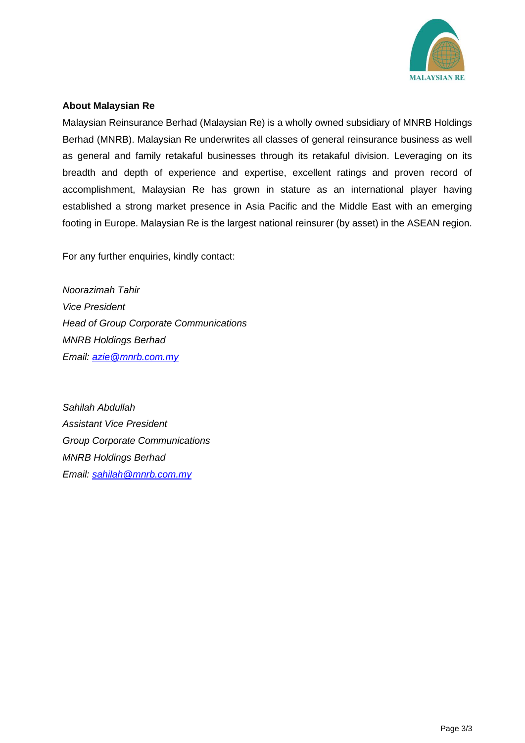**About Malaysian Re**

Malaysian Reinsurance Berhad (Malaysian Re) is a wholly owned subsidiary of MNRB Holdings Berhad (MNRB). Malaysian Re underwrites all classes of general reinsurance business as well as general and family retakaful businesses through its retakaful division. Leveraging on its breadth and depth of experience and expertise, excellent ratings and proven record of accomplishment, Malaysian Re has grown in stature as an international player having established a strong market presence in Asia Pacific and the Middle East with an emerging footing in Europe. Malaysian Re is the largest national reinsurer (by asset) in the ASEAN region.

For any further enquiries, kindly contact:

*Noorazimah Tahir*
*Vice President*
*Head of Group Corporate Communications*
*MNRB Holdings Berhad*
*Email: azie@mnrb.com.my*

*Sahilah Abdullah*
*Assistant Vice President*
*Group Corporate Communications*
*MNRB Holdings Berhad*
*Email: sahilah@mnrb.com.my*